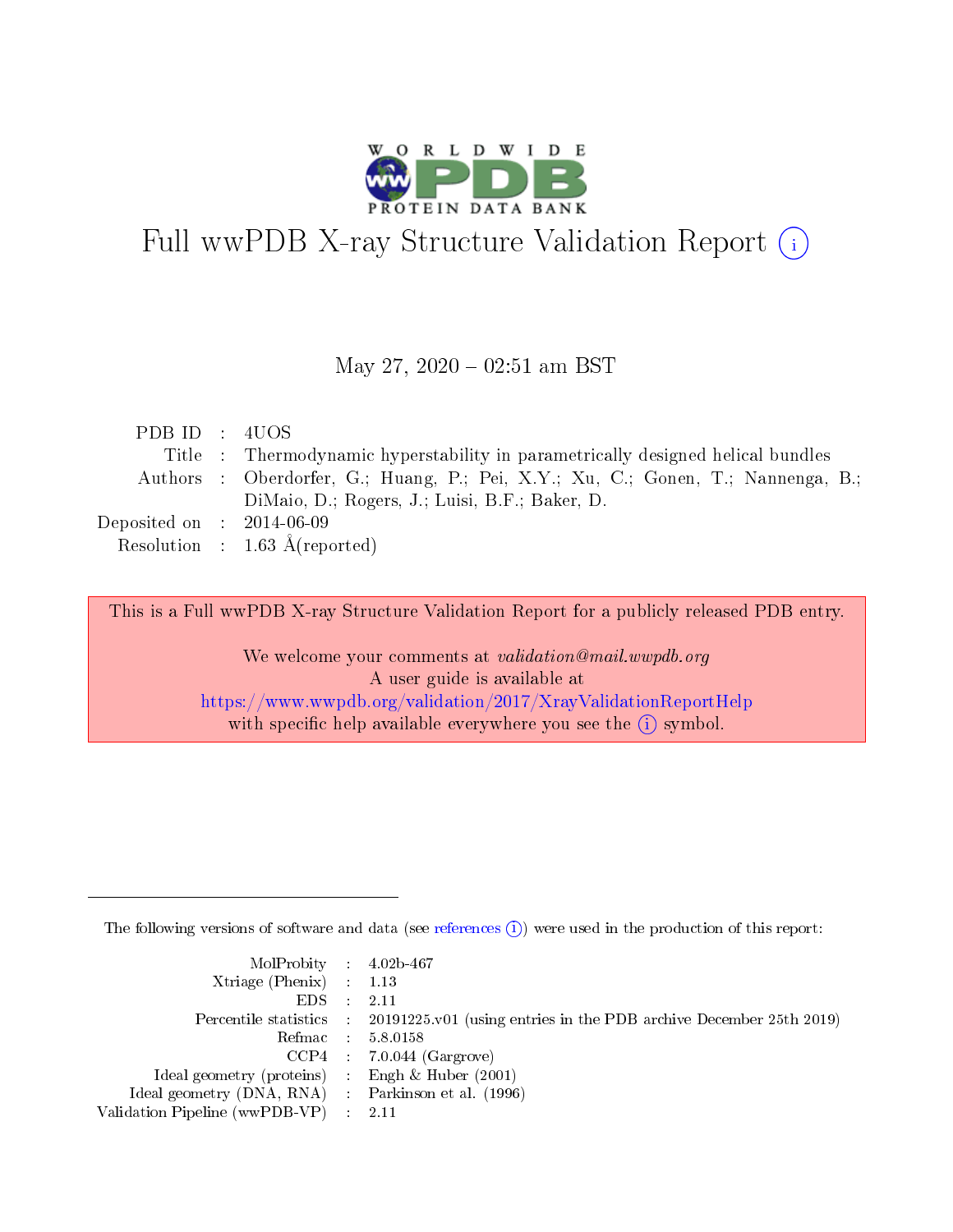# Full wwPDB X-ray Structure Validation Report (i)

May 27, 2020 – 02:51 am BST

| | | |
|---|---|---|
| PDB ID | : | 4UOS |
| Title | : | Thermodynamic hyperstability in parametrically designed helical bundles |
| Authors | : | Oberdorfer, G.; Huang, P.; Pei, X.Y.; Xu, C.; Gonen, T.; Nannenga, B.; DiMaio, D.; Rogers, J.; Luisi, B.F.; Baker, D. |
| Deposited on | : | 2014-06-09 |
| Resolution | : | 1.63 Å(reported) |

This is a Full wwPDB X-ray Structure Validation Report for a publicly released PDB entry.

We welcome your comments at *validation@mail.wwpdb.org*
A user guide is available at
https://www.wwpdb.org/validation/2017/XrayValidationReportHelp
with specific help available everywhere you see the (i) symbol.

---

The following versions of software and data (see references (i)) were used in the production of this report:

| | | |
|---|---|---|
| MolProbity | : | 4.02b-467 |
| Xtriage (Phenix) | : | 1.13 |
| EDS | : | 2.11 |
| Percentile statistics | : | 20191225.v01 (using entries in the PDB archive December 25th 2019) |
| Refmac | : | 5.8.0158 |
| CCP4 | : | 7.0.044 (Gargrove) |
| Ideal geometry (proteins) | : | Engh & Huber (2001) |
| Ideal geometry (DNA, RNA) | : | Parkinson et al. (1996) |
| Validation Pipeline (wwPDB-VP) | : | 2.11 |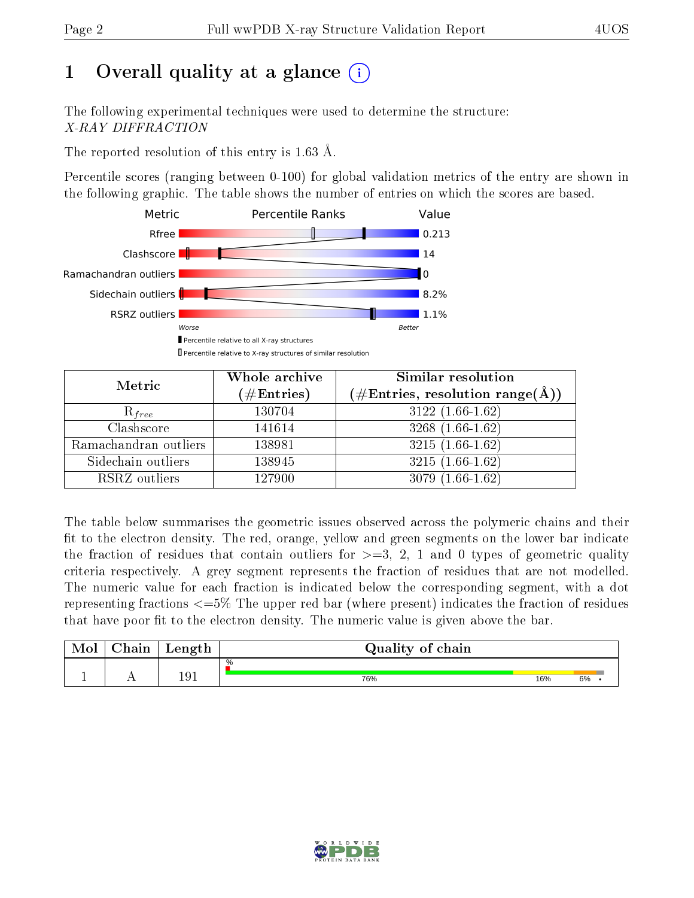# 1 Overall quality at a glance (i)

The following experimental techniques were used to determine the structure:
*X-RAY DIFFRACTION*

The reported resolution of this entry is 1.63 Å.

Percentile scores (ranging between 0-100) for global validation metrics of the entry are shown in the following graphic. The table shows the number of entries on which the scores are based.

| Metric | Value |
|---|---|
| Rfree | 0.213 |
| Clashscore | 14 |
| Ramachandran outliers | 0 |
| Sidechain outliers | 8.2% |
| RSRZ outliers | 1.1% |

Worse — Better

▮ Percentile relative to all X-ray structures
▯ Percentile relative to X-ray structures of similar resolution

| Metric | Whole archive (#Entries) | Similar resolution (#Entries, resolution range(Å)) |
|---|---|---|
| $R_{free}$ | 130704 | 3122 (1.66-1.62) |
| Clashscore | 141614 | 3268 (1.66-1.62) |
| Ramachandran outliers | 138981 | 3215 (1.66-1.62) |
| Sidechain outliers | 138945 | 3215 (1.66-1.62) |
| RSRZ outliers | 127900 | 3079 (1.66-1.62) |

The table below summarises the geometric issues observed across the polymeric chains and their fit to the electron density. The red, orange, yellow and green segments on the lower bar indicate the fraction of residues that contain outliers for >=3, 2, 1 and 0 types of geometric quality criteria respectively. A grey segment represents the fraction of residues that are not modelled. The numeric value for each fraction is indicated below the corresponding segment, with a dot representing fractions <=5% The upper red bar (where present) indicates the fraction of residues that have poor fit to the electron density. The numeric value is given above the bar.

| Mol | Chain | Length | Quality of chain |
|---|---|---|---|
| 1 | A | 191 | % 76% 16% 6% • |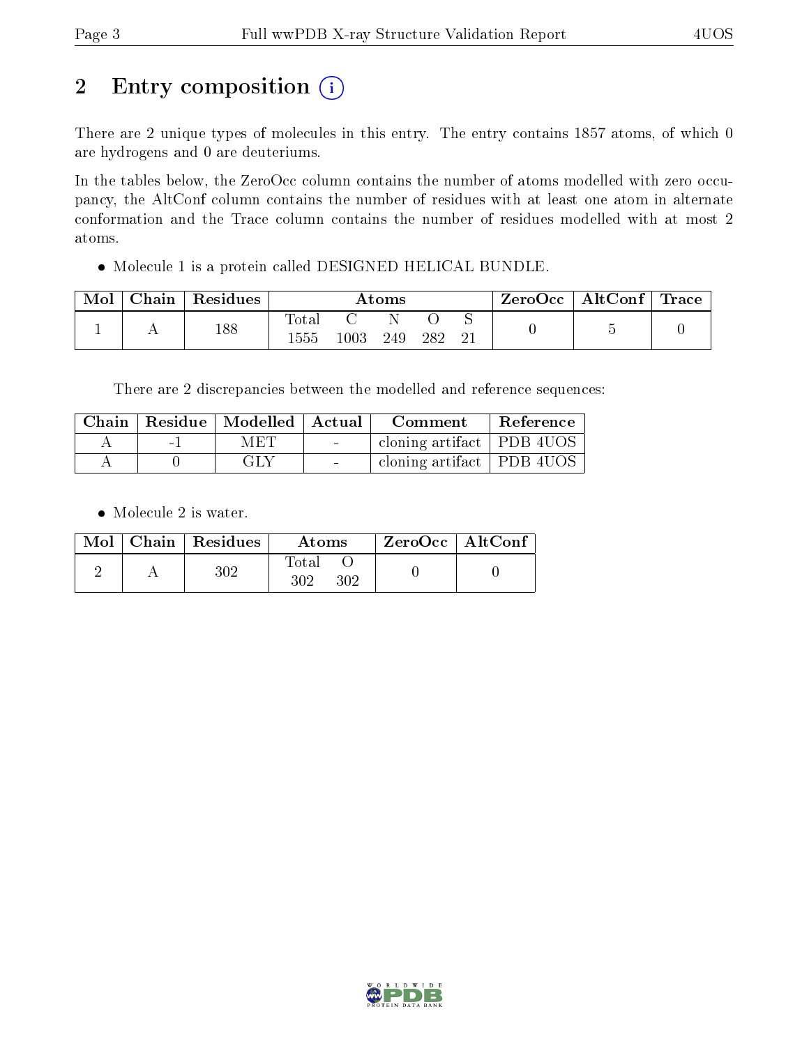# 2 Entry composition (i)

There are 2 unique types of molecules in this entry. The entry contains 1857 atoms, of which 0 are hydrogens and 0 are deuteriums.

In the tables below, the ZeroOcc column contains the number of atoms modelled with zero occupancy, the AltConf column contains the number of residues with at least one atom in alternate conformation and the Trace column contains the number of residues modelled with at most 2 atoms.

- Molecule 1 is a protein called DESIGNED HELICAL BUNDLE.

| Mol | Chain | Residues | Atoms | | | | | ZeroOcc | AltConf | Trace |
|---|---|---|---|---|---|---|---|---|---|---|
| 1 | A | 188 | Total<br>1555 | C<br>1003 | N<br>249 | O<br>282 | S<br>21 | 0 | 5 | 0 |

There are 2 discrepancies between the modelled and reference sequences:

| Chain | Residue | Modelled | Actual | Comment | Reference |
|---|---|---|---|---|---|
| A | -1 | MET | - | cloning artifact | PDB 4UOS |
| A | 0 | GLY | - | cloning artifact | PDB 4UOS |

- Molecule 2 is water.

| Mol | Chain | Residues | Atoms | | ZeroOcc | AltConf |
|---|---|---|---|---|---|---|
| 2 | A | 302 | Total<br>302 | O<br>302 | 0 | 0 |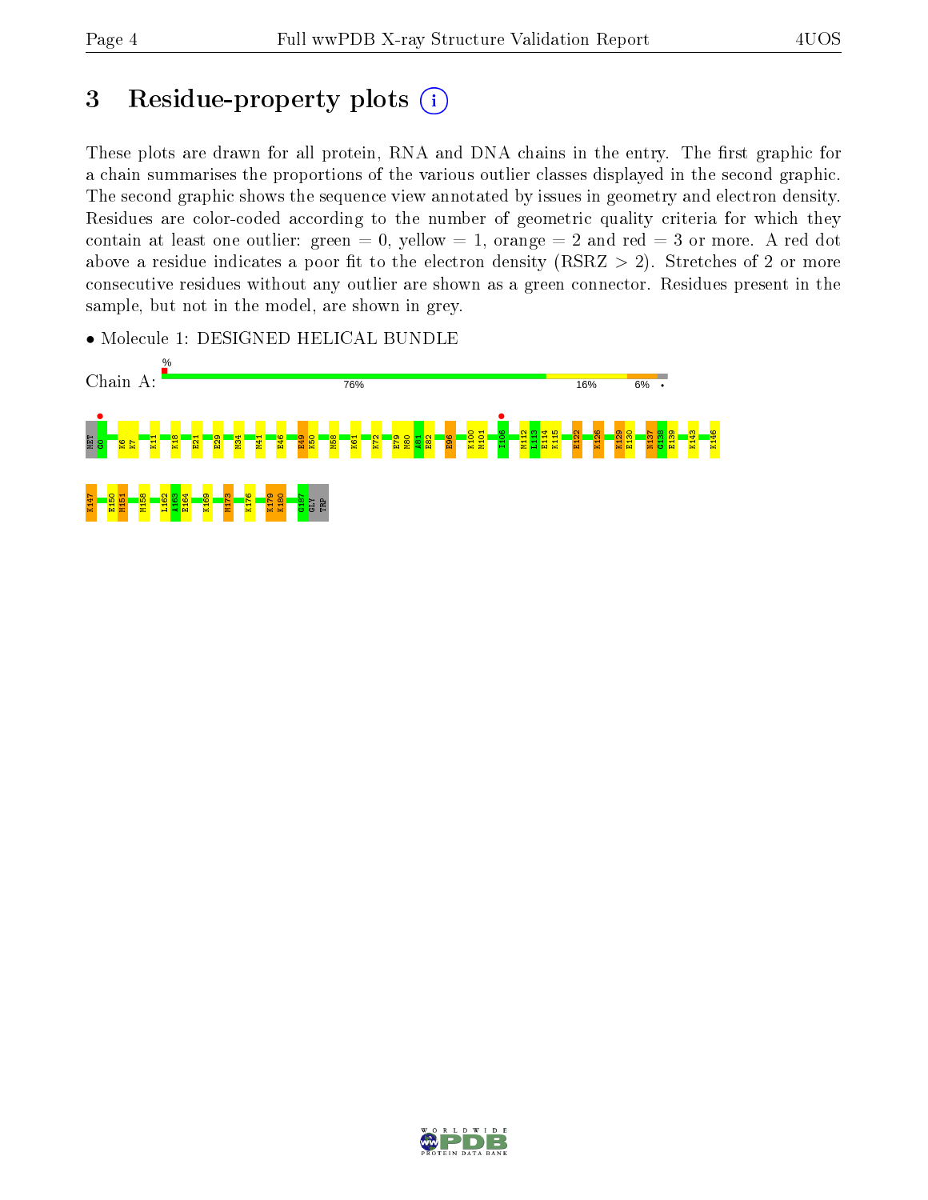# 3 Residue-property plots

These plots are drawn for all protein, RNA and DNA chains in the entry. The first graphic for a chain summarises the proportions of the various outlier classes displayed in the second graphic. The second graphic shows the sequence view annotated by issues in geometry and electron density. Residues are color-coded according to the number of geometric quality criteria for which they contain at least one outlier: green = 0, yellow = 1, orange = 2 and red = 3 or more. A red dot above a residue indicates a poor fit to the electron density (RSRZ > 2). Stretches of 2 or more consecutive residues without any outlier are shown as a green connector. Residues present in the sample, but not in the model, are shown in grey.

- Molecule 1: DESIGNED HELICAL BUNDLE

Chain A: % 76% 16% 6% •

MET G0 K6 K7 K11 K18 E21 E29 M34 M41 E46 E49 K50 M58 K61 K72 E79 M80 A81 E82 E96 K100 M101 I106 M112 L113 E114 K115 E122 K126 K129 E130 M137 G138 E139 K143 K146 K147 E150 M151 M158 L162 A163 E164 K169 M173 K176 K179 K180 G187 GLY TRP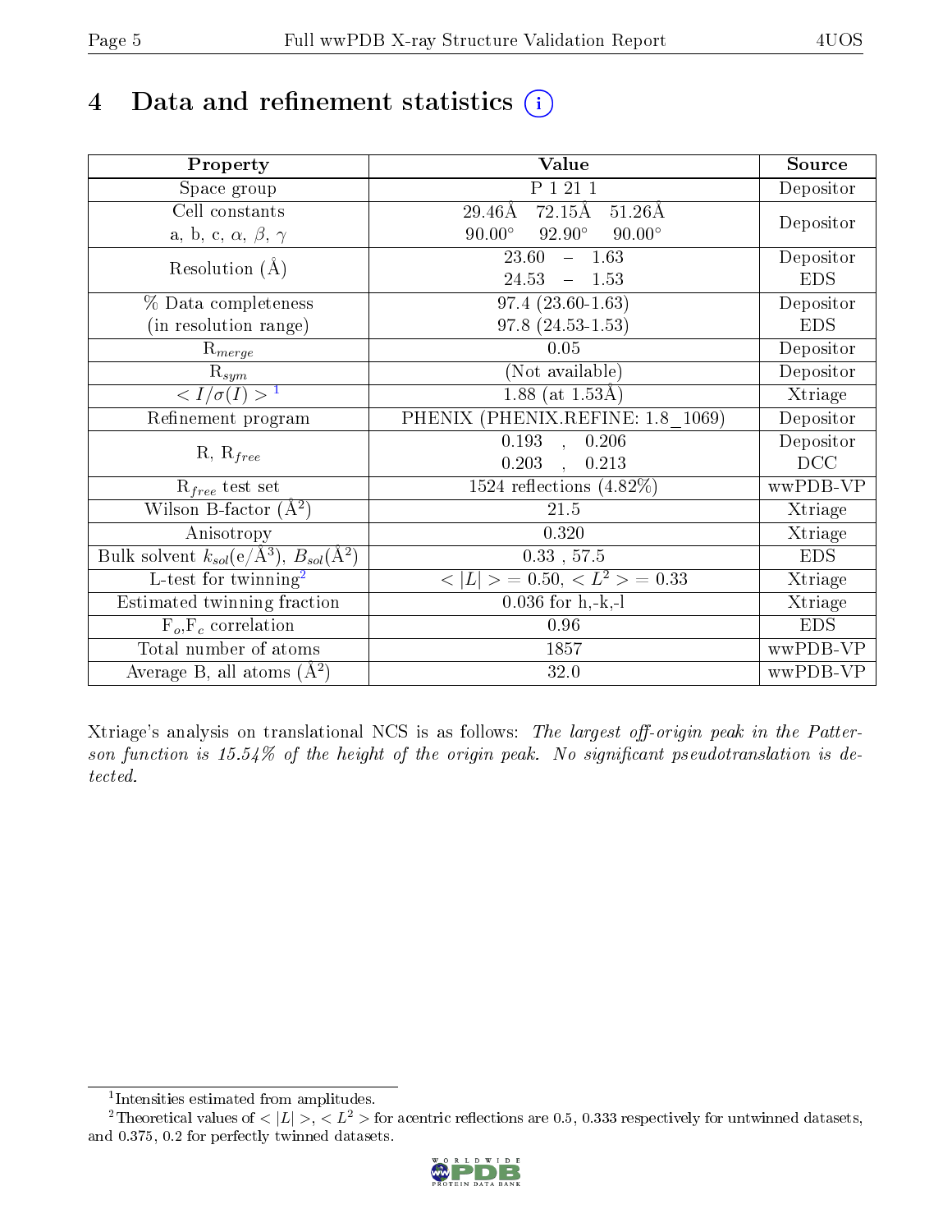# 4 Data and refinement statistics (i)

| Property | Value | Source |
|---|---|---|
| Space group | P 1 21 1 | Depositor |
| Cell constants<br>a, b, c, $\alpha$, $\beta$, $\gamma$ | 29.46Å 72.15Å 51.26Å<br>90.00° 92.90° 90.00° | Depositor |
| Resolution (Å) | 23.60 – 1.63<br>24.53 – 1.53 | Depositor<br>EDS |
| % Data completeness<br>(in resolution range) | 97.4 (23.60-1.63)<br>97.8 (24.53-1.53) | Depositor<br>EDS |
| $R_{merge}$ | 0.05 | Depositor |
| $R_{sym}$ | (Not available) | Depositor |
| $< I/\sigma(I) >$ [1] | 1.88 (at 1.53Å) | Xtriage |
| Refinement program | PHENIX (PHENIX.REFINE: 1.8_1069) | Depositor |
| R, $R_{free}$ | 0.193 , 0.206<br>0.203 , 0.213 | Depositor<br>DCC |
| $R_{free}$ test set | 1524 reflections (4.82%) | wwPDB-VP |
| Wilson B-factor (Å$^2$) | 21.5 | Xtriage |
| Anisotropy | 0.320 | Xtriage |
| Bulk solvent $k_{sol}$(e/Å$^3$), $B_{sol}$(Å$^2$) | 0.33 , 57.5 | EDS |
| L-test for twinning[2] | $< \|L\| > = 0.50$, $< L^2 > = 0.33$ | Xtriage |
| Estimated twinning fraction | 0.036 for h,-k,-l | Xtriage |
| $F_o$,$F_c$ correlation | 0.96 | EDS |
| Total number of atoms | 1857 | wwPDB-VP |
| Average B, all atoms (Å$^2$) | 32.0 | wwPDB-VP |

Xtriage's analysis on translational NCS is as follows: *The largest off-origin peak in the Patterson function is 15.54% of the height of the origin peak. No significant pseudotranslation is detected.*

[1] Intensities estimated from amplitudes.

[2] Theoretical values of $< |L| >$, $< L^2 >$ for acentric reflections are 0.5, 0.333 respectively for untwinned datasets, and 0.375, 0.2 for perfectly twinned datasets.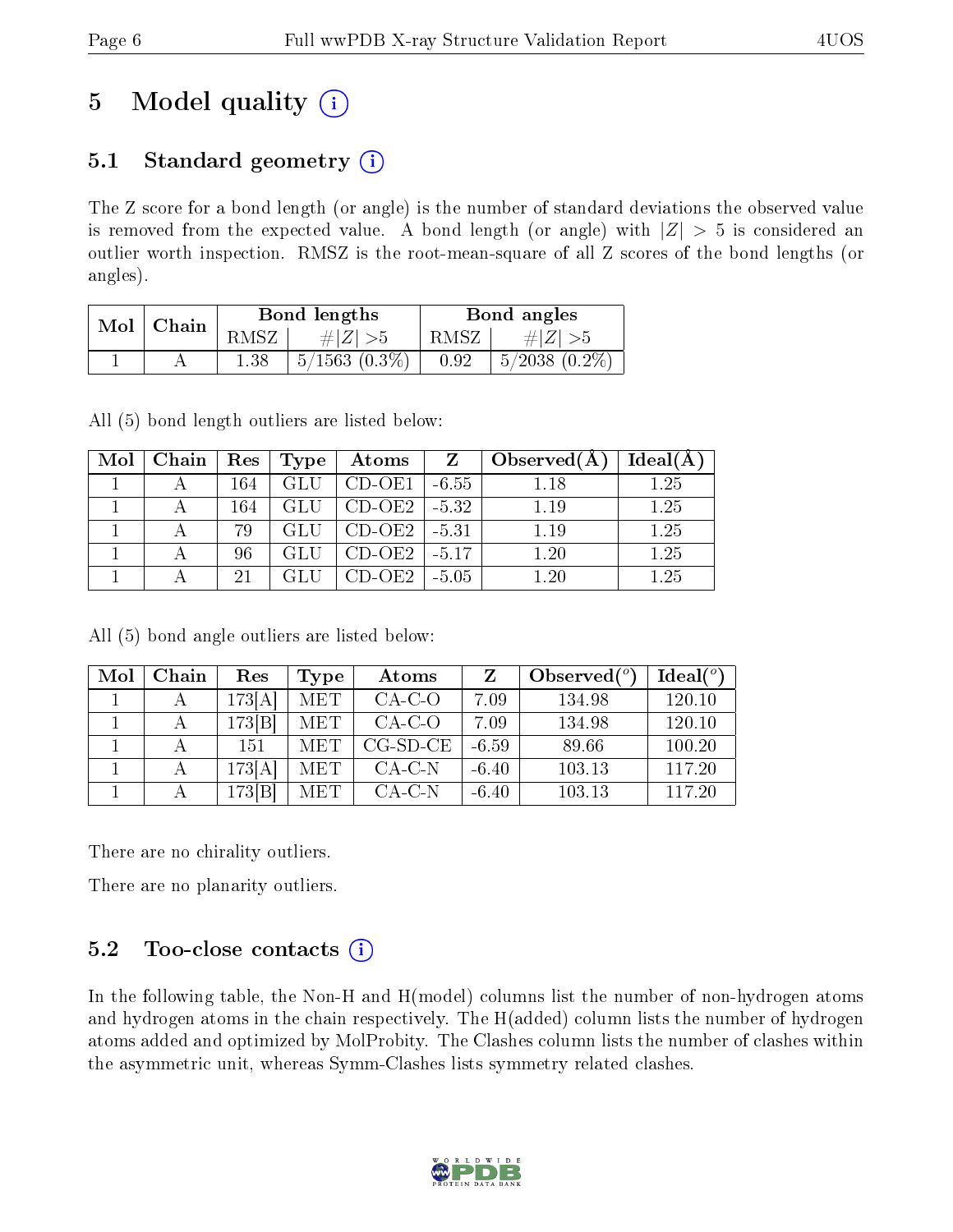# 5 Model quality

## 5.1 Standard geometry

The Z score for a bond length (or angle) is the number of standard deviations the observed value is removed from the expected value. A bond length (or angle) with $|Z| > 5$ is considered an outlier worth inspection. RMSZ is the root-mean-square of all Z scores of the bond lengths (or angles).

| Mol | Chain | Bond lengths | | Bond angles | |
|---|---|---|---|---|---|
| | | RMSZ | $\#\|Z\| > 5$ | RMSZ | $\#\|Z\| > 5$ |
| 1 | A | 1.38 | 5/1563 (0.3%) | 0.92 | 5/2038 (0.2%) |

All (5) bond length outliers are listed below:

| Mol | Chain | Res | Type | Atoms | Z | Observed(Å) | Ideal(Å) |
|---|---|---|---|---|---|---|---|
| 1 | A | 164 | GLU | CD-OE1 | -6.55 | 1.18 | 1.25 |
| 1 | A | 164 | GLU | CD-OE2 | -5.32 | 1.19 | 1.25 |
| 1 | A | 79 | GLU | CD-OE2 | -5.31 | 1.19 | 1.25 |
| 1 | A | 96 | GLU | CD-OE2 | -5.17 | 1.20 | 1.25 |
| 1 | A | 21 | GLU | CD-OE2 | -5.05 | 1.20 | 1.25 |

All (5) bond angle outliers are listed below:

| Mol | Chain | Res | Type | Atoms | Z | Observed(°) | Ideal(°) |
|---|---|---|---|---|---|---|---|
| 1 | A | 173[A] | MET | CA-C-O | 7.09 | 134.98 | 120.10 |
| 1 | A | 173[B] | MET | CA-C-O | 7.09 | 134.98 | 120.10 |
| 1 | A | 151 | MET | CG-SD-CE | -6.59 | 89.66 | 100.20 |
| 1 | A | 173[A] | MET | CA-C-N | -6.40 | 103.13 | 117.20 |
| 1 | A | 173[B] | MET | CA-C-N | -6.40 | 103.13 | 117.20 |

There are no chirality outliers.

There are no planarity outliers.

## 5.2 Too-close contacts

In the following table, the Non-H and H(model) columns list the number of non-hydrogen atoms and hydrogen atoms in the chain respectively. The H(added) column lists the number of hydrogen atoms added and optimized by MolProbity. The Clashes column lists the number of clashes within the asymmetric unit, whereas Symm-Clashes lists symmetry related clashes.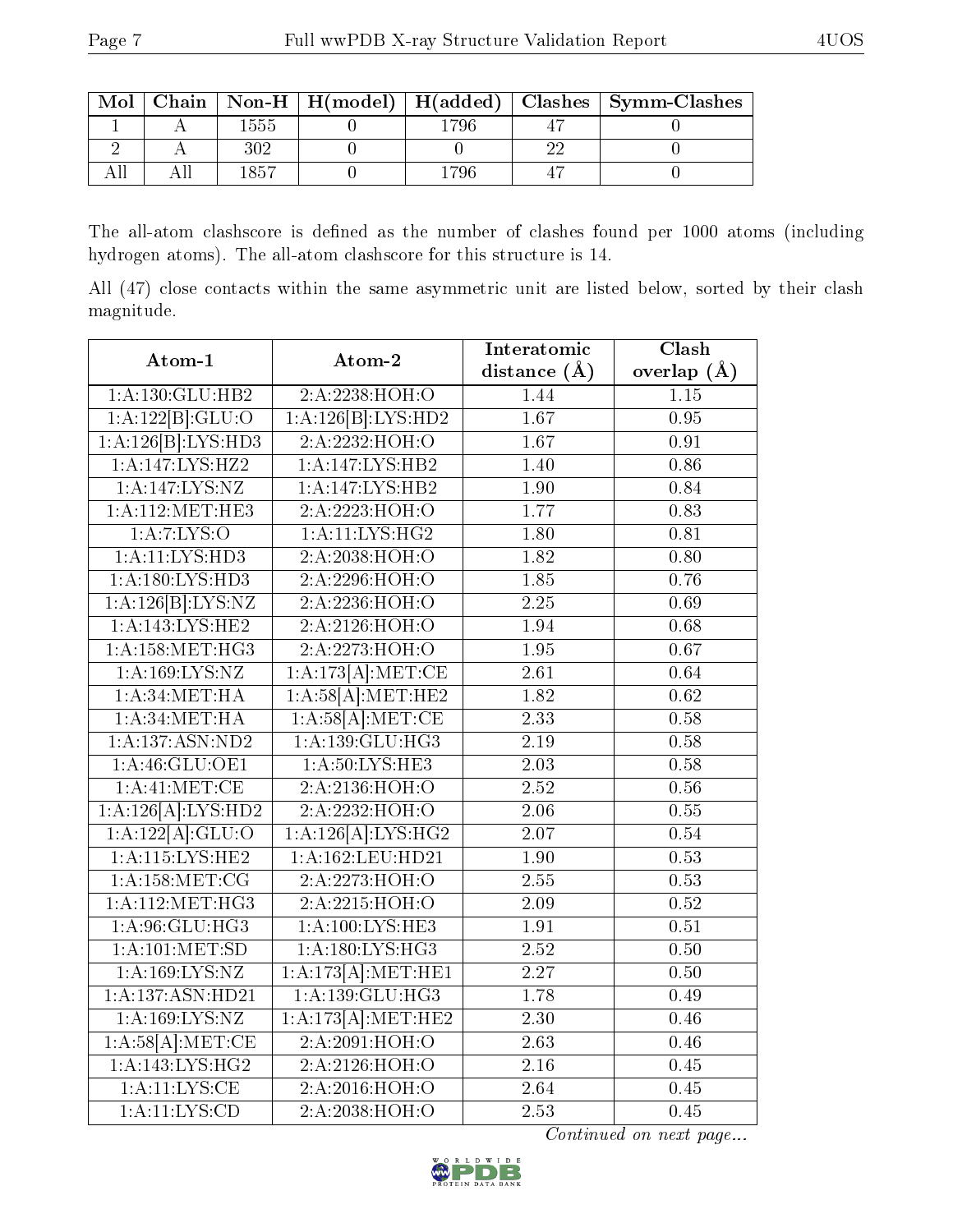| Mol | Chain | Non-H | H(model) | H(added) | Clashes | Symm-Clashes |
|---|---|---|---|---|---|---|
| 1 | A | 1555 | 0 | 1796 | 47 | 0 |
| 2 | A | 302 | 0 | 0 | 22 | 0 |
| All | All | 1857 | 0 | 1796 | 47 | 0 |

The all-atom clashscore is defined as the number of clashes found per 1000 atoms (including hydrogen atoms). The all-atom clashscore for this structure is 14.

All (47) close contacts within the same asymmetric unit are listed below, sorted by their clash magnitude.

| Atom-1 | Atom-2 | Interatomic distance (Å) | Clash overlap (Å) |
|---|---|---|---|
| 1:A:130:GLU:HB2 | 2:A:2238:HOH:O | 1.44 | 1.15 |
| 1:A:122[B]:GLU:O | 1:A:126[B]:LYS:HD2 | 1.67 | 0.95 |
| 1:A:126[B]:LYS:HD3 | 2:A:2232:HOH:O | 1.67 | 0.91 |
| 1:A:147:LYS:HZ2 | 1:A:147:LYS:HB2 | 1.40 | 0.86 |
| 1:A:147:LYS:NZ | 1:A:147:LYS:HB2 | 1.90 | 0.84 |
| 1:A:112:MET:HE3 | 2:A:2223:HOH:O | 1.77 | 0.83 |
| 1:A:7:LYS:O | 1:A:11:LYS:HG2 | 1.80 | 0.81 |
| 1:A:11:LYS:HD3 | 2:A:2038:HOH:O | 1.82 | 0.80 |
| 1:A:180:LYS:HD3 | 2:A:2296:HOH:O | 1.85 | 0.76 |
| 1:A:126[B]:LYS:NZ | 2:A:2236:HOH:O | 2.25 | 0.69 |
| 1:A:143:LYS:HE2 | 2:A:2126:HOH:O | 1.94 | 0.68 |
| 1:A:158:MET:HG3 | 2:A:2273:HOH:O | 1.95 | 0.67 |
| 1:A:169:LYS:NZ | 1:A:173[A]:MET:CE | 2.61 | 0.64 |
| 1:A:34:MET:HA | 1:A:58[A]:MET:HE2 | 1.82 | 0.62 |
| 1:A:34:MET:HA | 1:A:58[A]:MET:CE | 2.33 | 0.58 |
| 1:A:137:ASN:ND2 | 1:A:139:GLU:HG3 | 2.19 | 0.58 |
| 1:A:46:GLU:OE1 | 1:A:50:LYS:HE3 | 2.03 | 0.58 |
| 1:A:41:MET:CE | 2:A:2136:HOH:O | 2.52 | 0.56 |
| 1:A:126[A]:LYS:HD2 | 2:A:2232:HOH:O | 2.06 | 0.55 |
| 1:A:122[A]:GLU:O | 1:A:126[A]:LYS:HG2 | 2.07 | 0.54 |
| 1:A:115:LYS:HE2 | 1:A:162:LEU:HD21 | 1.90 | 0.53 |
| 1:A:158:MET:CG | 2:A:2273:HOH:O | 2.55 | 0.53 |
| 1:A:112:MET:HG3 | 2:A:2215:HOH:O | 2.09 | 0.52 |
| 1:A:96:GLU:HG3 | 1:A:100:LYS:HE3 | 1.91 | 0.51 |
| 1:A:101:MET:SD | 1:A:180:LYS:HG3 | 2.52 | 0.50 |
| 1:A:169:LYS:NZ | 1:A:173[A]:MET:HE1 | 2.27 | 0.50 |
| 1:A:137:ASN:HD21 | 1:A:139:GLU:HG3 | 1.78 | 0.49 |
| 1:A:169:LYS:NZ | 1:A:173[A]:MET:HE2 | 2.30 | 0.46 |
| 1:A:58[A]:MET:CE | 2:A:2091:HOH:O | 2.63 | 0.46 |
| 1:A:143:LYS:HG2 | 2:A:2126:HOH:O | 2.16 | 0.45 |
| 1:A:11:LYS:CE | 2:A:2016:HOH:O | 2.64 | 0.45 |
| 1:A:11:LYS:CD | 2:A:2038:HOH:O | 2.53 | 0.45 |

*Continued on next page...*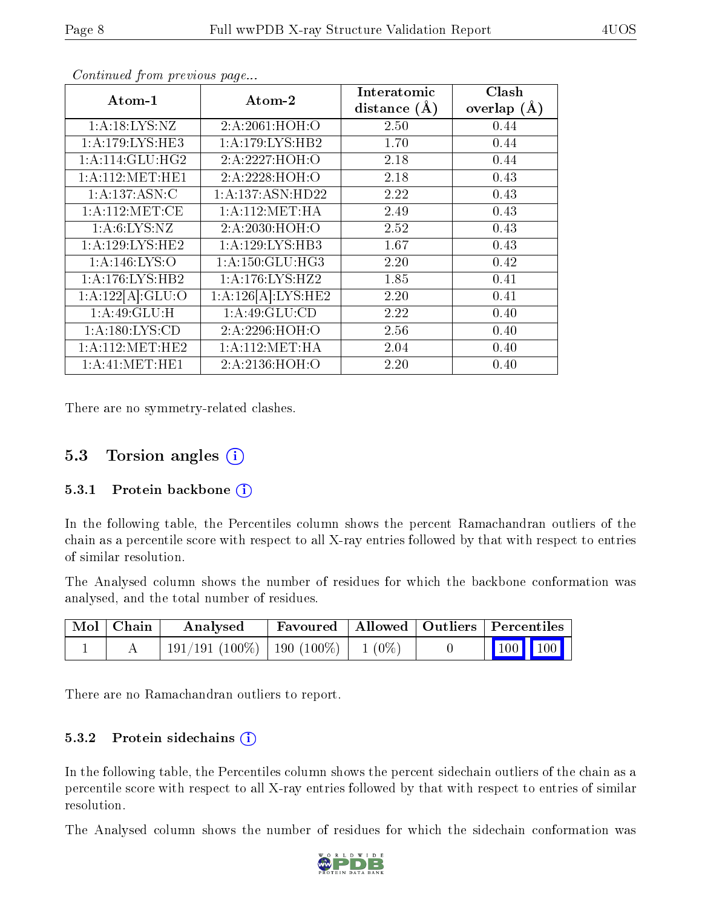*Continued from previous page...*

| Atom-1 | Atom-2 | Interatomic distance (Å) | Clash overlap (Å) |
|---|---|---|---|
| 1:A:18:LYS:NZ | 2:A:2061:HOH:O | 2.50 | 0.44 |
| 1:A:179:LYS:HE3 | 1:A:179:LYS:HB2 | 1.70 | 0.44 |
| 1:A:114:GLU:HG2 | 2:A:2227:HOH:O | 2.18 | 0.44 |
| 1:A:112:MET:HE1 | 2:A:2228:HOH:O | 2.18 | 0.43 |
| 1:A:137:ASN:C | 1:A:137:ASN:HD22 | 2.22 | 0.43 |
| 1:A:112:MET:CE | 1:A:112:MET:HA | 2.49 | 0.43 |
| 1:A:6:LYS:NZ | 2:A:2030:HOH:O | 2.52 | 0.43 |
| 1:A:129:LYS:HE2 | 1:A:129:LYS:HB3 | 1.67 | 0.43 |
| 1:A:146:LYS:O | 1:A:150:GLU:HG3 | 2.20 | 0.42 |
| 1:A:176:LYS:HB2 | 1:A:176:LYS:HZ2 | 1.85 | 0.41 |
| 1:A:122[A]:GLU:O | 1:A:126[A]:LYS:HE2 | 2.20 | 0.41 |
| 1:A:49:GLU:H | 1:A:49:GLU:CD | 2.22 | 0.40 |
| 1:A:180:LYS:CD | 2:A:2296:HOH:O | 2.56 | 0.40 |
| 1:A:112:MET:HE2 | 1:A:112:MET:HA | 2.04 | 0.40 |
| 1:A:41:MET:HE1 | 2:A:2136:HOH:O | 2.20 | 0.40 |

There are no symmetry-related clashes.

## 5.3 Torsion angles

### 5.3.1 Protein backbone

In the following table, the Percentiles column shows the percent Ramachandran outliers of the chain as a percentile score with respect to all X-ray entries followed by that with respect to entries of similar resolution.

The Analysed column shows the number of residues for which the backbone conformation was analysed, and the total number of residues.

| Mol | Chain | Analysed | Favoured | Allowed | Outliers | Percentiles | |
|---|---|---|---|---|---|---|---|
| 1 | A | 191/191 (100%) | 190 (100%) | 1 (0%) | 0 | 100 | 100 |

There are no Ramachandran outliers to report.

### 5.3.2 Protein sidechains

In the following table, the Percentiles column shows the percent sidechain outliers of the chain as a percentile score with respect to all X-ray entries followed by that with respect to entries of similar resolution.

The Analysed column shows the number of residues for which the sidechain conformation was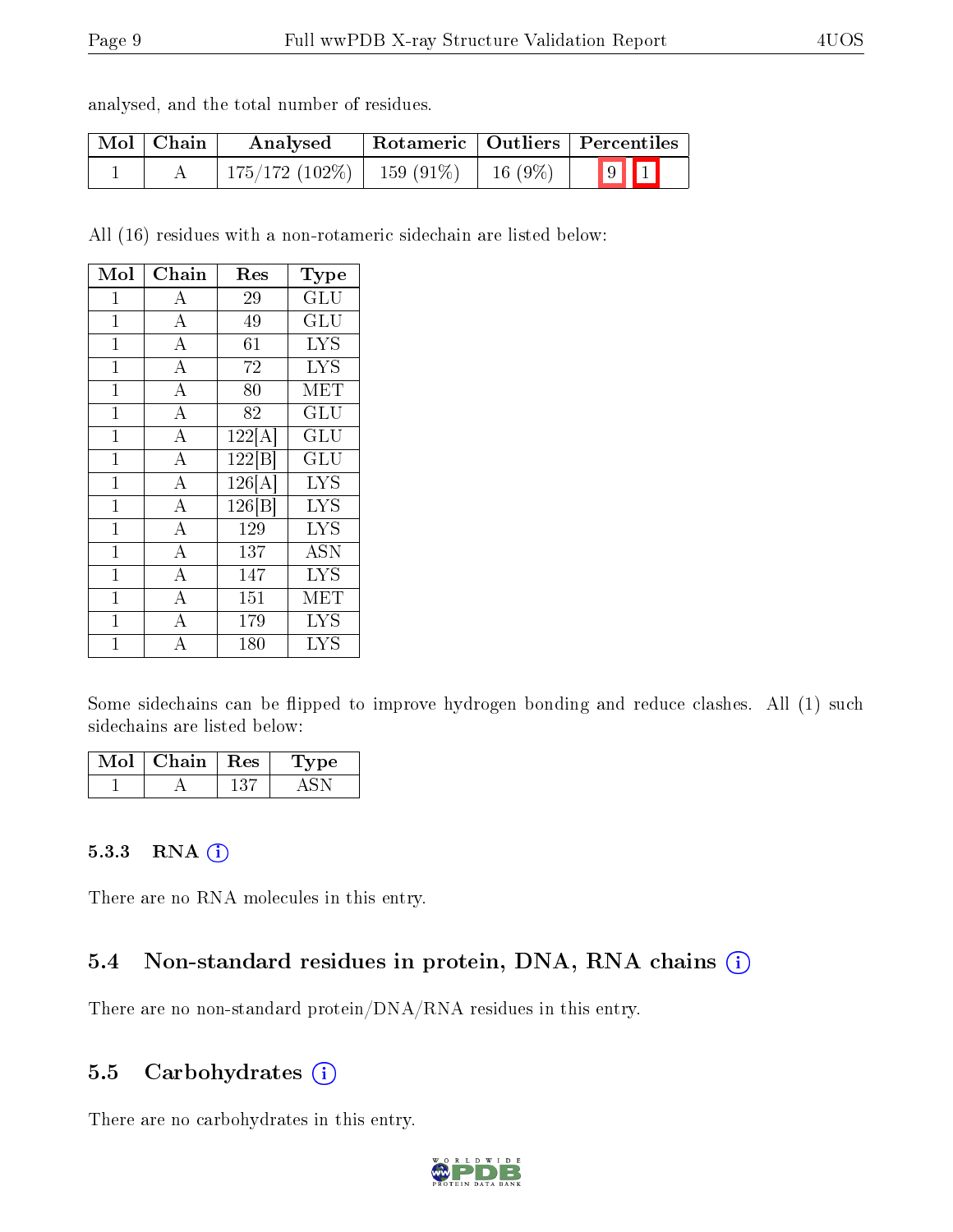analysed, and the total number of residues.

| Mol | Chain | Analysed | Rotameric | Outliers | Percentiles | |
|---|---|---|---|---|---|---|
| 1 | A | 175/172 (102%) | 159 (91%) | 16 (9%) | 9 | 1 |

All (16) residues with a non-rotameric sidechain are listed below:

| Mol | Chain | Res | Type |
|---|---|---|---|
| 1 | A | 29 | GLU |
| 1 | A | 49 | GLU |
| 1 | A | 61 | LYS |
| 1 | A | 72 | LYS |
| 1 | A | 80 | MET |
| 1 | A | 82 | GLU |
| 1 | A | 122[A] | GLU |
| 1 | A | 122[B] | GLU |
| 1 | A | 126[A] | LYS |
| 1 | A | 126[B] | LYS |
| 1 | A | 129 | LYS |
| 1 | A | 137 | ASN |
| 1 | A | 147 | LYS |
| 1 | A | 151 | MET |
| 1 | A | 179 | LYS |
| 1 | A | 180 | LYS |

Some sidechains can be flipped to improve hydrogen bonding and reduce clashes. All (1) such sidechains are listed below:

| Mol | Chain | Res | Type |
|---|---|---|---|
| 1 | A | 137 | ASN |

#### 5.3.3 RNA

There are no RNA molecules in this entry.

### 5.4 Non-standard residues in protein, DNA, RNA chains

There are no non-standard protein/DNA/RNA residues in this entry.

### 5.5 Carbohydrates

There are no carbohydrates in this entry.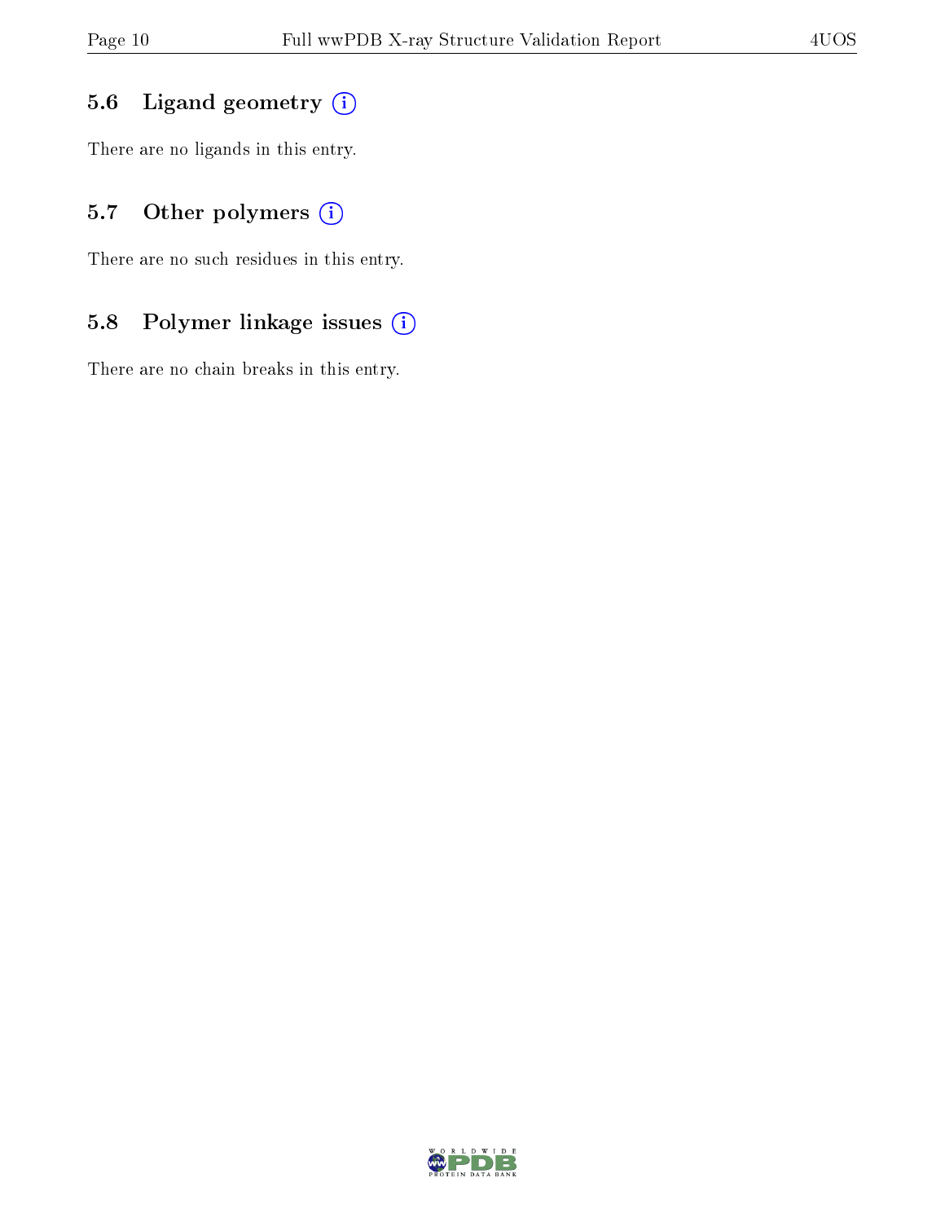### 5.6 Ligand geometry

There are no ligands in this entry.

### 5.7 Other polymers

There are no such residues in this entry.

### 5.8 Polymer linkage issues

There are no chain breaks in this entry.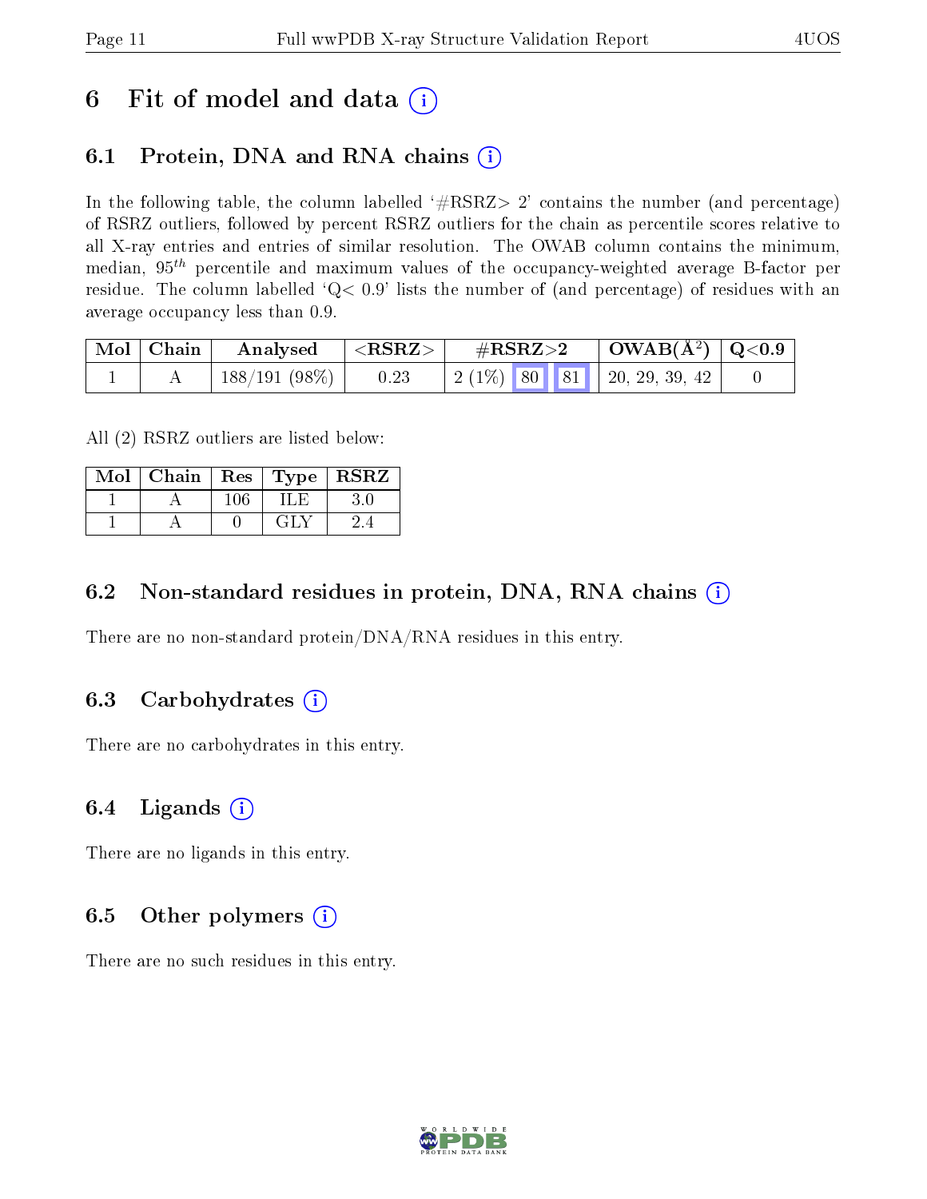# 6 Fit of model and data (i)

## 6.1 Protein, DNA and RNA chains (i)

In the following table, the column labelled '#RSRZ> 2' contains the number (and percentage) of RSRZ outliers, followed by percent RSRZ outliers for the chain as percentile scores relative to all X-ray entries and entries of similar resolution. The OWAB column contains the minimum, median, $95^{th}$ percentile and maximum values of the occupancy-weighted average B-factor per residue. The column labelled 'Q< 0.9' lists the number of (and percentage) of residues with an average occupancy less than 0.9.

| Mol | Chain | Analysed | <RSRZ> | #RSRZ>2 | | | OWAB(Å$^2$) | Q<0.9 |
|---|---|---|---|---|---|---|---|---|
| 1 | A | 188/191 (98%) | 0.23 | 2 (1%) | 80 | 81 | 20, 29, 39, 42 | 0 |

All (2) RSRZ outliers are listed below:

| Mol | Chain | Res | Type | RSRZ |
|---|---|---|---|---|
| 1 | A | 106 | ILE | 3.0 |
| 1 | A | 0 | GLY | 2.4 |

## 6.2 Non-standard residues in protein, DNA, RNA chains (i)

There are no non-standard protein/DNA/RNA residues in this entry.

## 6.3 Carbohydrates (i)

There are no carbohydrates in this entry.

## 6.4 Ligands (i)

There are no ligands in this entry.

## 6.5 Other polymers (i)

There are no such residues in this entry.